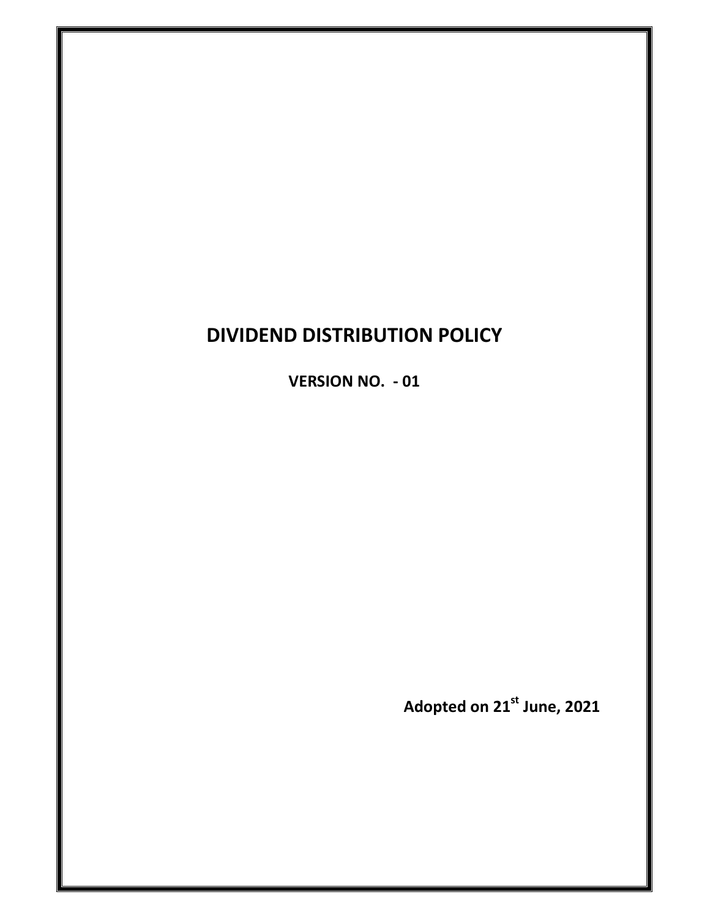# DIVIDEND DISTRIBUTION POLICY

**VERSION NO. - 01**

**Adopted on 21st June, 2021**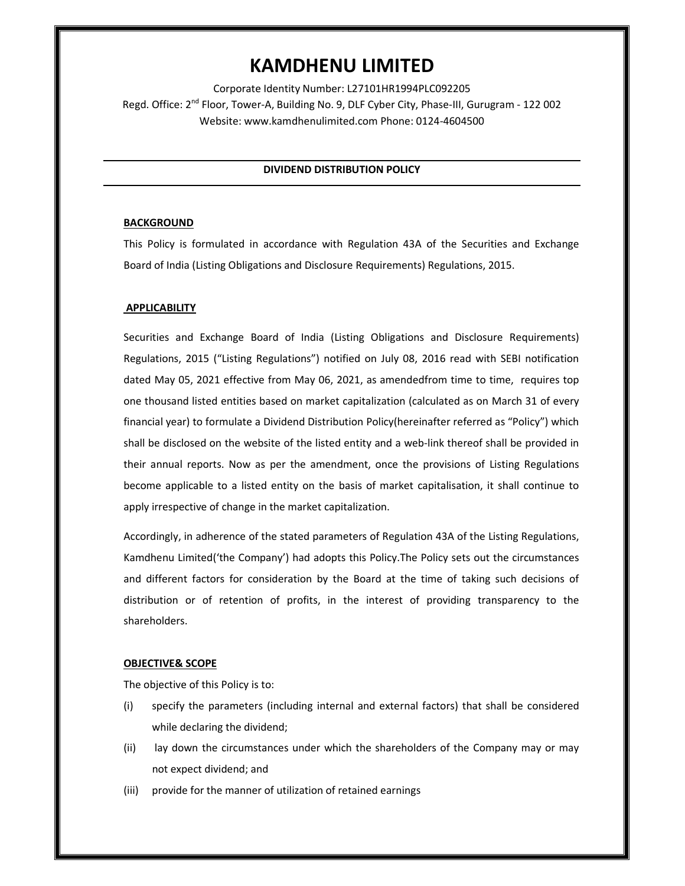# KAMDHENU LIMITED

Corporate Identity Number: L27101HR1994PLC092205

Regd. Office: 2nd Floor, Tower-A, Building No. 9, DLF Cyber City, Phase-III, Gurugram - 122 002

Website: www.kamdhenulimited.com Phone: 0124-4604500

## DIVIDEND DISTRIBUTION POLICY

### BACKGROUND

This Policy is formulated in accordance with Regulation 43A of the Securities and Exchange Board of India (Listing Obligations and Disclosure Requirements) Regulations, 2015.

### APPLICABILITY

Securities and Exchange Board of India (Listing Obligations and Disclosure Requirements) Regulations, 2015 ("Listing Regulations") notified on July 08, 2016 read with SEBI notification dated May 05, 2021 effective from May 06, 2021, as amendedfrom time to time, requires top one thousand listed entities based on market capitalization (calculated as on March 31 of every financial year) to formulate a Dividend Distribution Policy(hereinafter referred as "Policy") which shall be disclosed on the website of the listed entity and a web-link thereof shall be provided in their annual reports. Now as per the amendment, once the provisions of Listing Regulations become applicable to a listed entity on the basis of market capitalisation, it shall continue to apply irrespective of change in the market capitalization.

Accordingly, in adherence of the stated parameters of Regulation 43A of the Listing Regulations, Kamdhenu Limited('the Company') had adopts this Policy.The Policy sets out the circumstances and different factors for consideration by the Board at the time of taking such decisions of distribution or of retention of profits, in the interest of providing transparency to the shareholders.

### OBJECTIVE& SCOPE

The objective of this Policy is to:

(i) specify the parameters (including internal and external factors) that shall be considered while declaring the dividend;

(ii) lay down the circumstances under which the shareholders of the Company may or may not expect dividend; and

(iii) provide for the manner of utilization of retained earnings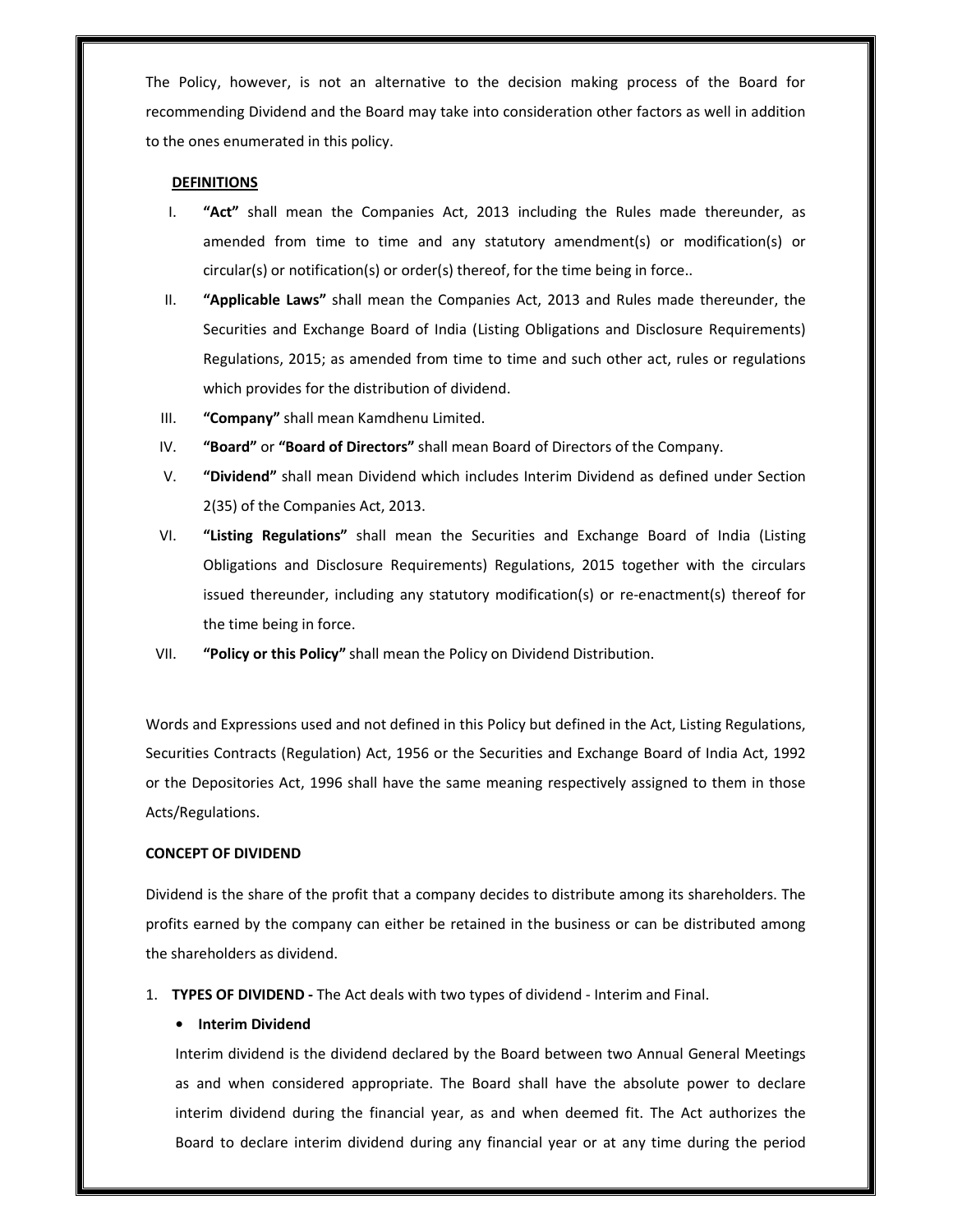The Policy, however, is not an alternative to the decision making process of the Board for recommending Dividend and the Board may take into consideration other factors as well in addition to the ones enumerated in this policy.

## DEFINITIONS

I. **"Act"** shall mean the Companies Act, 2013 including the Rules made thereunder, as amended from time to time and any statutory amendment(s) or modification(s) or circular(s) or notification(s) or order(s) thereof, for the time being in force..

II. **"Applicable Laws"** shall mean the Companies Act, 2013 and Rules made thereunder, the Securities and Exchange Board of India (Listing Obligations and Disclosure Requirements) Regulations, 2015; as amended from time to time and such other act, rules or regulations which provides for the distribution of dividend.

III. **"Company"** shall mean Kamdhenu Limited.

IV. **"Board"** or **"Board of Directors"** shall mean Board of Directors of the Company.

V. **"Dividend"** shall mean Dividend which includes Interim Dividend as defined under Section 2(35) of the Companies Act, 2013.

VI. **"Listing Regulations"** shall mean the Securities and Exchange Board of India (Listing Obligations and Disclosure Requirements) Regulations, 2015 together with the circulars issued thereunder, including any statutory modification(s) or re-enactment(s) thereof for the time being in force.

VII. **"Policy or this Policy"** shall mean the Policy on Dividend Distribution.

Words and Expressions used and not defined in this Policy but defined in the Act, Listing Regulations, Securities Contracts (Regulation) Act, 1956 or the Securities and Exchange Board of India Act, 1992 or the Depositories Act, 1996 shall have the same meaning respectively assigned to them in those Acts/Regulations.

## CONCEPT OF DIVIDEND

Dividend is the share of the profit that a company decides to distribute among its shareholders. The profits earned by the company can either be retained in the business or can be distributed among the shareholders as dividend.

1. **TYPES OF DIVIDEND -** The Act deals with two types of dividend - Interim and Final.

   - **Interim Dividend**

   Interim dividend is the dividend declared by the Board between two Annual General Meetings as and when considered appropriate. The Board shall have the absolute power to declare interim dividend during the financial year, as and when deemed fit. The Act authorizes the Board to declare interim dividend during any financial year or at any time during the period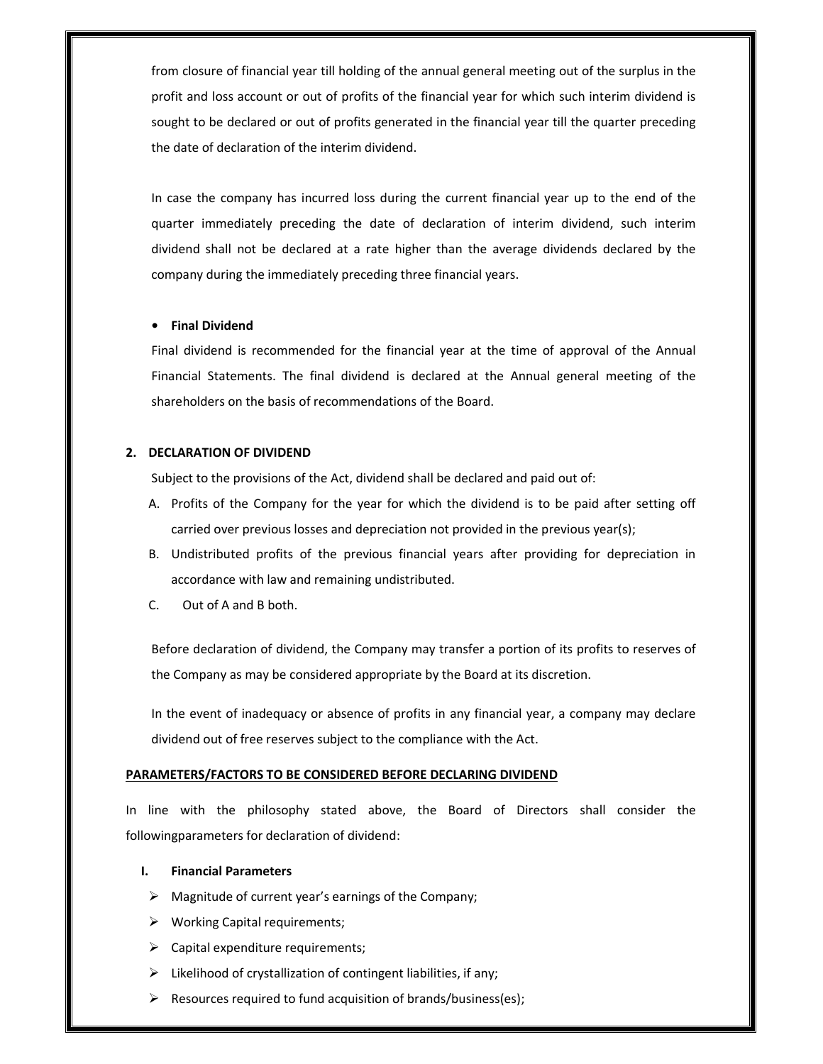from closure of financial year till holding of the annual general meeting out of the surplus in the profit and loss account or out of profits of the financial year for which such interim dividend is sought to be declared or out of profits generated in the financial year till the quarter preceding the date of declaration of the interim dividend.

In case the company has incurred loss during the current financial year up to the end of the quarter immediately preceding the date of declaration of interim dividend, such interim dividend shall not be declared at a rate higher than the average dividends declared by the company during the immediately preceding three financial years.

- **Final Dividend**

Final dividend is recommended for the financial year at the time of approval of the Annual Financial Statements. The final dividend is declared at the Annual general meeting of the shareholders on the basis of recommendations of the Board.

**2. DECLARATION OF DIVIDEND**

Subject to the provisions of the Act, dividend shall be declared and paid out of:

A. Profits of the Company for the year for which the dividend is to be paid after setting off carried over previous losses and depreciation not provided in the previous year(s);

B. Undistributed profits of the previous financial years after providing for depreciation in accordance with law and remaining undistributed.

C. Out of A and B both.

Before declaration of dividend, the Company may transfer a portion of its profits to reserves of the Company as may be considered appropriate by the Board at its discretion.

In the event of inadequacy or absence of profits in any financial year, a company may declare dividend out of free reserves subject to the compliance with the Act.

**PARAMETERS/FACTORS TO BE CONSIDERED BEFORE DECLARING DIVIDEND**

In line with the philosophy stated above, the Board of Directors shall consider the followingparameters for declaration of dividend:

**I. Financial Parameters**

- Magnitude of current year's earnings of the Company;
- Working Capital requirements;
- Capital expenditure requirements;
- Likelihood of crystallization of contingent liabilities, if any;
- Resources required to fund acquisition of brands/business(es);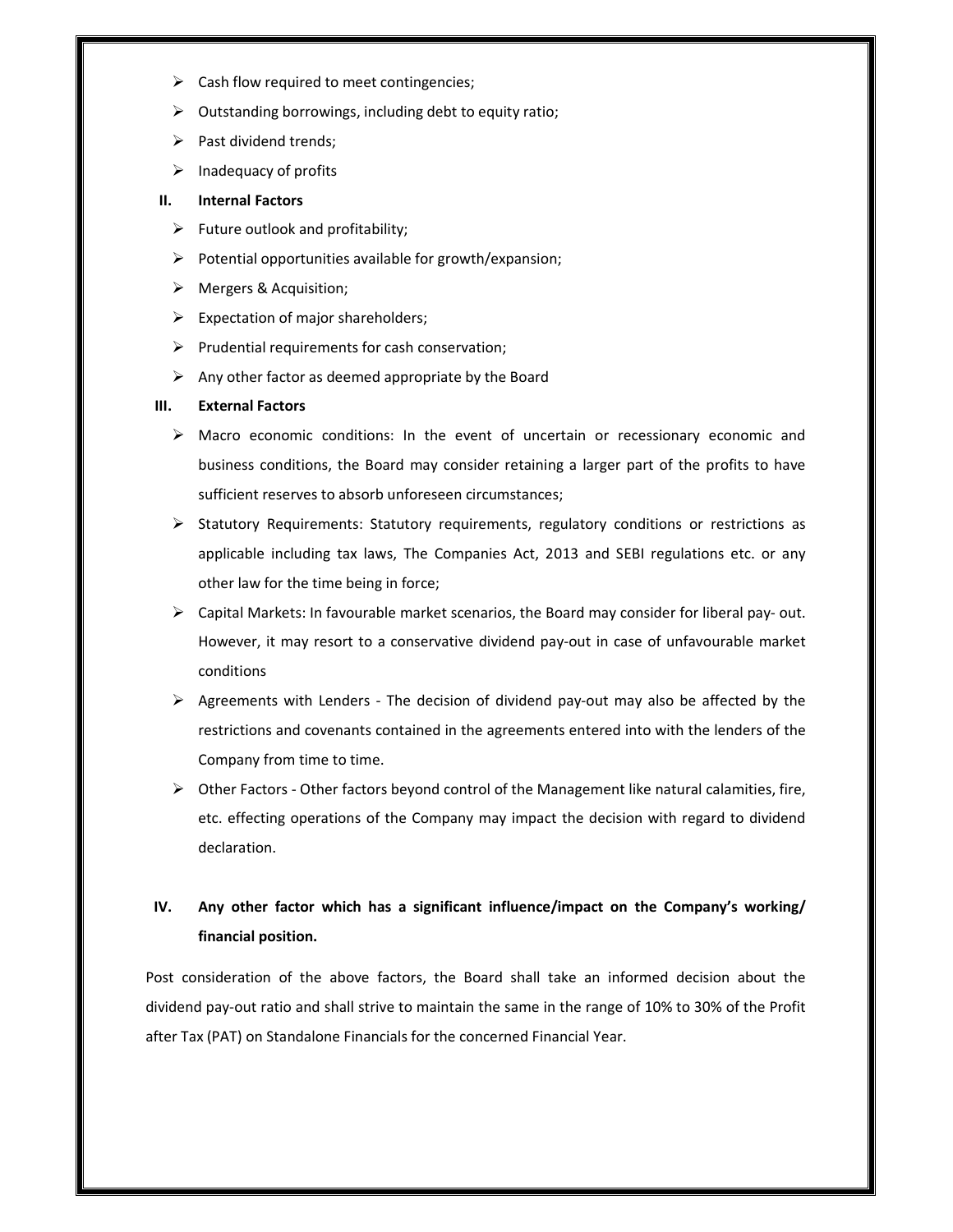- Cash flow required to meet contingencies;
- Outstanding borrowings, including debt to equity ratio;
- Past dividend trends;
- Inadequacy of profits

**II. Internal Factors**

- Future outlook and profitability;
- Potential opportunities available for growth/expansion;
- Mergers & Acquisition;
- Expectation of major shareholders;
- Prudential requirements for cash conservation;
- Any other factor as deemed appropriate by the Board

**III. External Factors**

- Macro economic conditions: In the event of uncertain or recessionary economic and business conditions, the Board may consider retaining a larger part of the profits to have sufficient reserves to absorb unforeseen circumstances;
- Statutory Requirements: Statutory requirements, regulatory conditions or restrictions as applicable including tax laws, The Companies Act, 2013 and SEBI regulations etc. or any other law for the time being in force;
- Capital Markets: In favourable market scenarios, the Board may consider for liberal pay- out. However, it may resort to a conservative dividend pay-out in case of unfavourable market conditions
- Agreements with Lenders - The decision of dividend pay-out may also be affected by the restrictions and covenants contained in the agreements entered into with the lenders of the Company from time to time.
- Other Factors - Other factors beyond control of the Management like natural calamities, fire, etc. effecting operations of the Company may impact the decision with regard to dividend declaration.

**IV. Any other factor which has a significant influence/impact on the Company's working/ financial position.**

Post consideration of the above factors, the Board shall take an informed decision about the dividend pay-out ratio and shall strive to maintain the same in the range of 10% to 30% of the Profit after Tax (PAT) on Standalone Financials for the concerned Financial Year.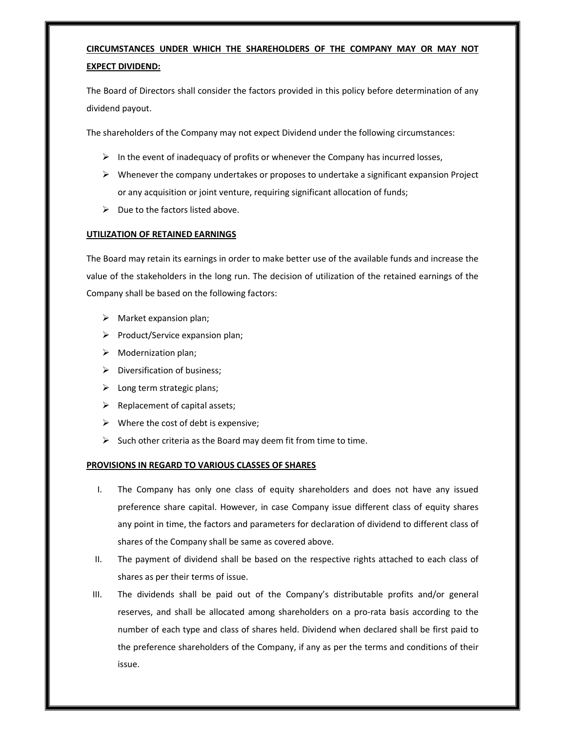## CIRCUMSTANCES UNDER WHICH THE SHAREHOLDERS OF THE COMPANY MAY OR MAY NOT EXPECT DIVIDEND:

The Board of Directors shall consider the factors provided in this policy before determination of any dividend payout.

The shareholders of the Company may not expect Dividend under the following circumstances:

- In the event of inadequacy of profits or whenever the Company has incurred losses,
- Whenever the company undertakes or proposes to undertake a significant expansion Project or any acquisition or joint venture, requiring significant allocation of funds;
- Due to the factors listed above.

## UTILIZATION OF RETAINED EARNINGS

The Board may retain its earnings in order to make better use of the available funds and increase the value of the stakeholders in the long run. The decision of utilization of the retained earnings of the Company shall be based on the following factors:

- Market expansion plan;
- Product/Service expansion plan;
- Modernization plan;
- Diversification of business;
- Long term strategic plans;
- Replacement of capital assets;
- Where the cost of debt is expensive;
- Such other criteria as the Board may deem fit from time to time.

## PROVISIONS IN REGARD TO VARIOUS CLASSES OF SHARES

I. The Company has only one class of equity shareholders and does not have any issued preference share capital. However, in case Company issue different class of equity shares any point in time, the factors and parameters for declaration of dividend to different class of shares of the Company shall be same as covered above.

II. The payment of dividend shall be based on the respective rights attached to each class of shares as per their terms of issue.

III. The dividends shall be paid out of the Company's distributable profits and/or general reserves, and shall be allocated among shareholders on a pro-rata basis according to the number of each type and class of shares held. Dividend when declared shall be first paid to the preference shareholders of the Company, if any as per the terms and conditions of their issue.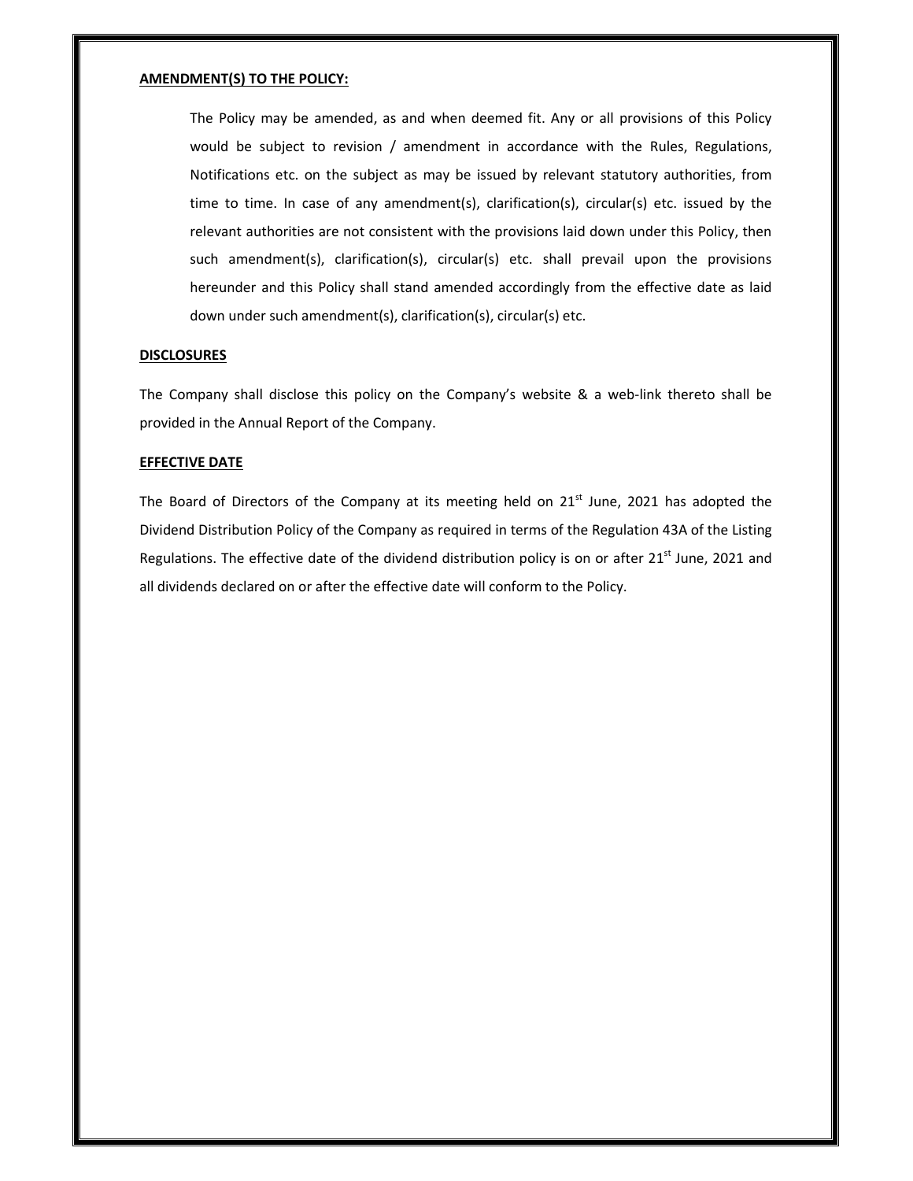**AMENDMENT(S) TO THE POLICY:**

The Policy may be amended, as and when deemed fit. Any or all provisions of this Policy would be subject to revision / amendment in accordance with the Rules, Regulations, Notifications etc. on the subject as may be issued by relevant statutory authorities, from time to time. In case of any amendment(s), clarification(s), circular(s) etc. issued by the relevant authorities are not consistent with the provisions laid down under this Policy, then such amendment(s), clarification(s), circular(s) etc. shall prevail upon the provisions hereunder and this Policy shall stand amended accordingly from the effective date as laid down under such amendment(s), clarification(s), circular(s) etc.

**DISCLOSURES**

The Company shall disclose this policy on the Company's website & a web-link thereto shall be provided in the Annual Report of the Company.

**EFFECTIVE DATE**

The Board of Directors of the Company at its meeting held on 21st June, 2021 has adopted the Dividend Distribution Policy of the Company as required in terms of the Regulation 43A of the Listing Regulations. The effective date of the dividend distribution policy is on or after 21st June, 2021 and all dividends declared on or after the effective date will conform to the Policy.